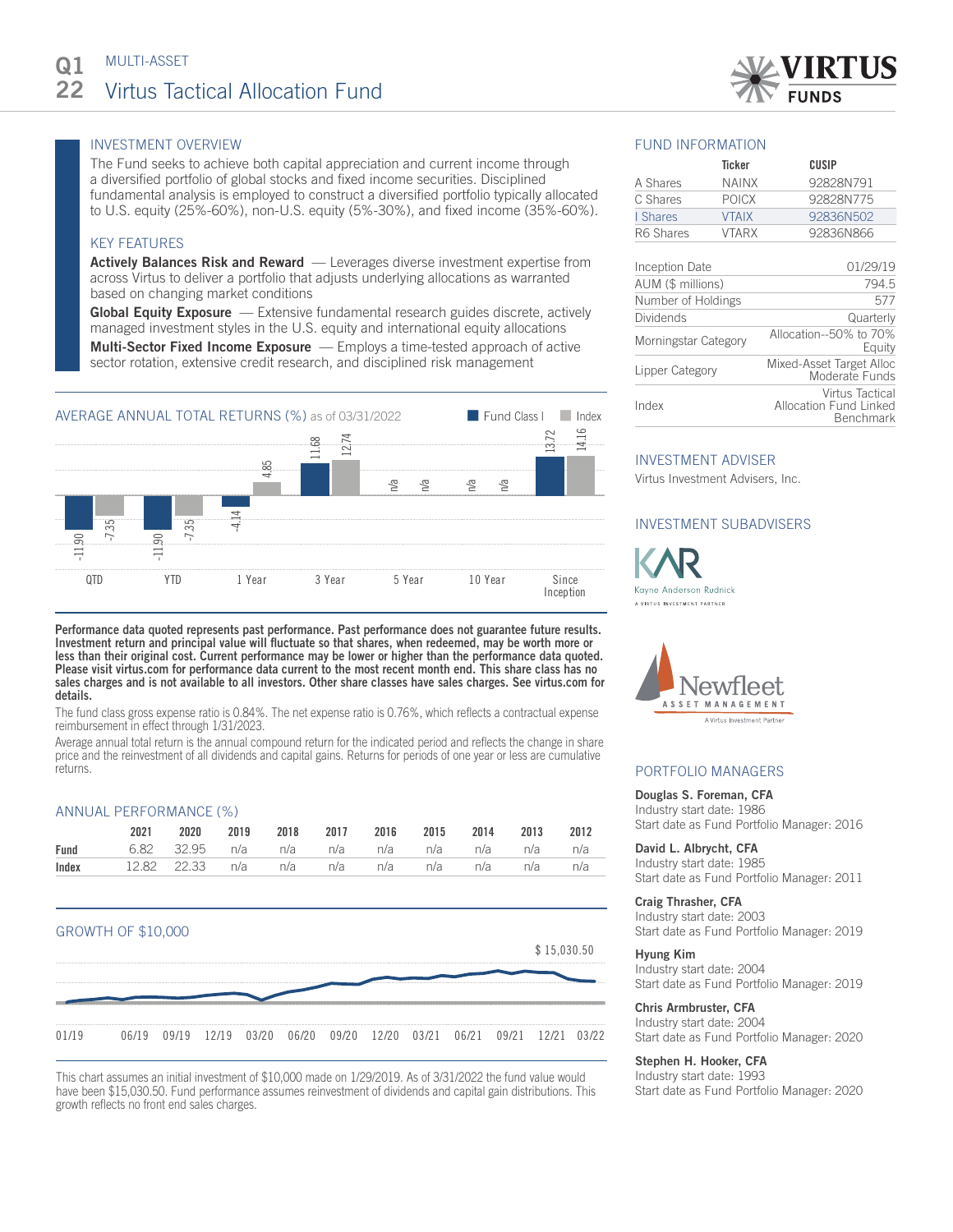# Q1 22 MULTI-ASSET
# Virtus Tactical Allocation Fund

## INVESTMENT OVERVIEW

The Fund seeks to achieve both capital appreciation and current income through a diversified portfolio of global stocks and fixed income securities. Disciplined fundamental analysis is employed to construct a diversified portfolio typically allocated to U.S. equity (25%-60%), non-U.S. equity (5%-30%), and fixed income (35%-60%).

## KEY FEATURES

**Actively Balances Risk and Reward** — Leverages diverse investment expertise from across Virtus to deliver a portfolio that adjusts underlying allocations as warranted based on changing market conditions

**Global Equity Exposure** — Extensive fundamental research guides discrete, actively managed investment styles in the U.S. equity and international equity allocations

**Multi-Sector Fixed Income Exposure** — Employs a time-tested approach of active sector rotation, extensive credit research, and disciplined risk management

## AVERAGE ANNUAL TOTAL RETURNS (%) as of 03/31/2022

| | QTD | YTD | 1 Year | 3 Year | 5 Year | 10 Year | Since Inception |
|---|---|---|---|---|---|---|---|
| Fund Class I | -11.90 | -11.90 | -4.14 | 11.68 | n/a | n/a | 13.72 |
| Index | -7.35 | -7.35 | 4.85 | 12.74 | n/a | n/a | 14.16 |

**Performance data quoted represents past performance. Past performance does not guarantee future results. Investment return and principal value will fluctuate so that shares, when redeemed, may be worth more or less than their original cost. Current performance may be lower or higher than the performance data quoted. Please visit virtus.com for performance data current to the most recent month end. This share class has no sales charges and is not available to all investors. Other share classes have sales charges. See virtus.com for details.**

The fund class gross expense ratio is 0.84%. The net expense ratio is 0.76%, which reflects a contractual expense reimbursement in effect through 1/31/2023.

Average annual total return is the annual compound return for the indicated period and reflects the change in share price and the reinvestment of all dividends and capital gains. Returns for periods of one year or less are cumulative returns.

## ANNUAL PERFORMANCE (%)

| | 2021 | 2020 | 2019 | 2018 | 2017 | 2016 | 2015 | 2014 | 2013 | 2012 |
|---|---|---|---|---|---|---|---|---|---|---|
| **Fund** | 6.82 | 32.95 | n/a | n/a | n/a | n/a | n/a | n/a | n/a | n/a |
| **Index** | 12.82 | 22.33 | n/a | n/a | n/a | n/a | n/a | n/a | n/a | n/a |

## GROWTH OF $10,000

$ 15,030.50

01/19 06/19 09/19 12/19 03/20 06/20 09/20 12/20 03/21 06/21 09/21 12/21 03/22

This chart assumes an initial investment of $10,000 made on 1/29/2019. As of 3/31/2022 the fund value would have been $15,030.50. Fund performance assumes reinvestment of dividends and capital gain distributions. This growth reflects no front end sales charges.

## FUND INFORMATION

| | Ticker | CUSIP |
|---|---|---|
| A Shares | NAINX | 92828N791 |
| C Shares | POICX | 92828N775 |
| I Shares | VTAIX | 92836N502 |
| R6 Shares | VTARX | 92836N866 |

| | |
|---|---|
| Inception Date | 01/29/19 |
| AUM ($ millions) | 794.5 |
| Number of Holdings | 577 |
| Dividends | Quarterly |
| Morningstar Category | Allocation--50% to 70% Equity |
| Lipper Category | Mixed-Asset Target Alloc Moderate Funds |
| Index | Virtus Tactical Allocation Fund Linked Benchmark |

## INVESTMENT ADVISER

Virtus Investment Advisers, Inc.

## INVESTMENT SUBADVISERS

Kayne Anderson Rudnick — A Virtus Investment Partner

Newfleet Asset Management — A Virtus Investment Partner

## PORTFOLIO MANAGERS

**Douglas S. Foreman, CFA**
Industry start date: 1986
Start date as Fund Portfolio Manager: 2016

**David L. Albrycht, CFA**
Industry start date: 1985
Start date as Fund Portfolio Manager: 2011

**Craig Thrasher, CFA**
Industry start date: 2003
Start date as Fund Portfolio Manager: 2019

**Hyung Kim**
Industry start date: 2004
Start date as Fund Portfolio Manager: 2019

**Chris Armbruster, CFA**
Industry start date: 2004
Start date as Fund Portfolio Manager: 2020

**Stephen H. Hooker, CFA**
Industry start date: 1993
Start date as Fund Portfolio Manager: 2020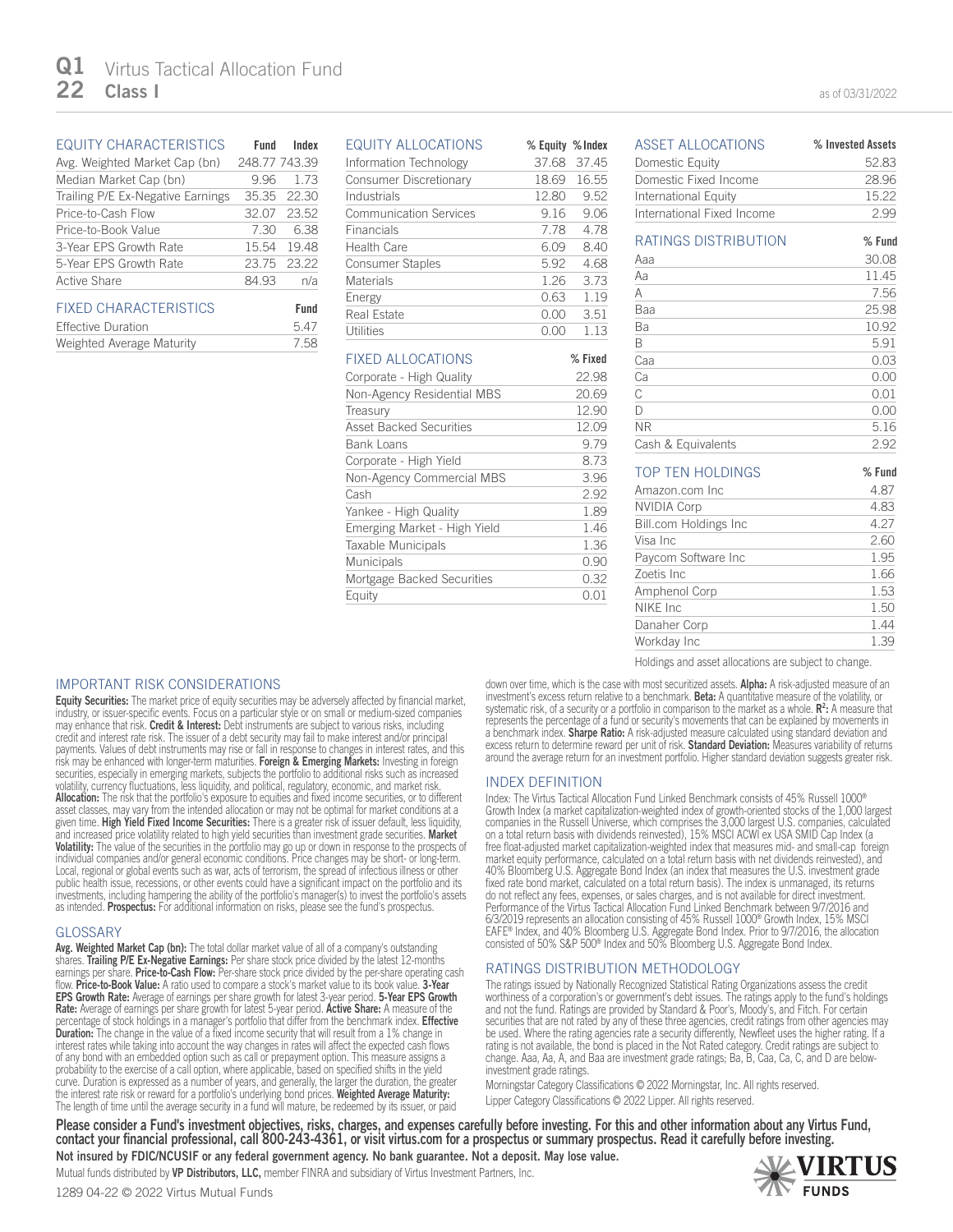# Q1 22 Virtus Tactical Allocation Fund Class I

as of 03/31/2022

## EQUITY CHARACTERISTICS

| EQUITY CHARACTERISTICS | Fund | Index |
|---|---|---|
| Avg. Weighted Market Cap (bn) | 248.77 | 743.39 |
| Median Market Cap (bn) | 9.96 | 1.73 |
| Trailing P/E Ex-Negative Earnings | 35.35 | 22.30 |
| Price-to-Cash Flow | 32.07 | 23.52 |
| Price-to-Book Value | 7.30 | 6.38 |
| 3-Year EPS Growth Rate | 15.54 | 19.48 |
| 5-Year EPS Growth Rate | 23.75 | 23.22 |
| Active Share | 84.93 | n/a |

## FIXED CHARACTERISTICS

| FIXED CHARACTERISTICS | Fund |
|---|---|
| Effective Duration | 5.47 |
| Weighted Average Maturity | 7.58 |

## EQUITY ALLOCATIONS

| EQUITY ALLOCATIONS | % Equity | % Index |
|---|---|---|
| Information Technology | 37.68 | 37.45 |
| Consumer Discretionary | 18.69 | 16.55 |
| Industrials | 12.80 | 9.52 |
| Communication Services | 9.16 | 9.06 |
| Financials | 7.78 | 4.78 |
| Health Care | 6.09 | 8.40 |
| Consumer Staples | 5.92 | 4.68 |
| Materials | 1.26 | 3.73 |
| Energy | 0.63 | 1.19 |
| Real Estate | 0.00 | 3.51 |
| Utilities | 0.00 | 1.13 |

## FIXED ALLOCATIONS

| FIXED ALLOCATIONS | % Fixed |
|---|---|
| Corporate - High Quality | 22.98 |
| Non-Agency Residential MBS | 20.69 |
| Treasury | 12.90 |
| Asset Backed Securities | 12.09 |
| Bank Loans | 9.79 |
| Corporate - High Yield | 8.73 |
| Non-Agency Commercial MBS | 3.96 |
| Cash | 2.92 |
| Yankee - High Quality | 1.89 |
| Emerging Market - High Yield | 1.46 |
| Taxable Municipals | 1.36 |
| Municipals | 0.90 |
| Mortgage Backed Securities | 0.32 |
| Equity | 0.01 |

## ASSET ALLOCATIONS

| ASSET ALLOCATIONS | % Invested Assets |
|---|---|
| Domestic Equity | 52.83 |
| Domestic Fixed Income | 28.96 |
| International Equity | 15.22 |
| International Fixed Income | 2.99 |

## RATINGS DISTRIBUTION

| RATINGS DISTRIBUTION | % Fund |
|---|---|
| Aaa | 30.08 |
| Aa | 11.45 |
| A | 7.56 |
| Baa | 25.98 |
| Ba | 10.92 |
| B | 5.91 |
| Caa | 0.03 |
| Ca | 0.00 |
| C | 0.01 |
| D | 0.00 |
| NR | 5.16 |
| Cash & Equivalents | 2.92 |

## TOP TEN HOLDINGS

| TOP TEN HOLDINGS | % Fund |
|---|---|
| Amazon.com Inc | 4.87 |
| NVIDIA Corp | 4.83 |
| Bill.com Holdings Inc | 4.27 |
| Visa Inc | 2.60 |
| Paycom Software Inc | 1.95 |
| Zoetis Inc | 1.66 |
| Amphenol Corp | 1.53 |
| NIKE Inc | 1.50 |
| Danaher Corp | 1.44 |
| Workday Inc | 1.39 |

Holdings and asset allocations are subject to change.

## IMPORTANT RISK CONSIDERATIONS

**Equity Securities:** The market price of equity securities may be adversely affected by financial market, industry, or issuer-specific events. Focus on a particular style or on small or medium-sized companies may enhance that risk. **Credit & Interest:** Debt instruments are subject to various risks, including credit and interest rate risk. The issuer of a debt security may fail to make interest and/or principal payments. Values of debt instruments may rise or fall in response to changes in interest rates, and this risk may be enhanced with longer-term maturities. **Foreign & Emerging Markets:** Investing in foreign securities, especially in emerging markets, subjects the portfolio to additional risks such as increased volatility, currency fluctuations, less liquidity, and political, regulatory, economic, and market risk. **Allocation:** The risk that the portfolio's exposure to equities and fixed income securities, or to different asset classes, may vary from the intended allocation or may not be optimal for market conditions at a given time. **High Yield Fixed Income Securities:** There is a greater risk of issuer default, less liquidity, and increased price volatility related to high yield securities than investment grade securities. **Market Volatility:** The value of the securities in the portfolio may go up or down in response to the prospects of individual companies and/or general economic conditions. Price changes may be short- or long-term. Local, regional or global events such as war, acts of terrorism, the spread of infectious illness or other public health issue, recessions, or other events could have a significant impact on the portfolio and its investments, including hampering the ability of the portfolio's manager(s) to invest the portfolio's assets as intended. **Prospectus:** For additional information on risks, please see the fund's prospectus.

## GLOSSARY

**Avg. Weighted Market Cap (bn):** The total dollar market value of all of a company's outstanding shares. **Trailing P/E Ex-Negative Earnings:** Per share stock price divided by the latest 12-months earnings per share. **Price-to-Cash Flow:** Per-share stock price divided by the per-share operating cash flow. **Price-to-Book Value:** A ratio used to compare a stock's market value to its book value. **3-Year EPS Growth Rate:** Average of earnings per share growth for latest 3-year period. **5-Year EPS Growth Rate:** Average of earnings per share growth for latest 5-year period. **Active Share:** A measure of the percentage of stock holdings in a manager's portfolio that differ from the benchmark index. **Effective Duration:** The change in the value of a fixed income security that will result from a 1% change in interest rates while taking into account the way changes in rates will affect the expected cash flows of any bond with an embedded option such as call or prepayment option. This measure assigns a probability to the exercise of a call option, where applicable, based on specified shifts in the yield curve. Duration is expressed as a number of years, and generally, the larger the duration, the greater the interest rate risk or reward for a portfolio's underlying bond prices. **Weighted Average Maturity:** The length of time until the average security in a fund will mature, be redeemed by its issuer, or paid down over time, which is the case with most securitized assets. **Alpha:** A risk-adjusted measure of an investment's excess return relative to a benchmark. **Beta:** A quantitative measure of the volatility, or systematic risk, of a security or a portfolio in comparison to the market as a whole. **$R^2$:** A measure that represents the percentage of a fund or security's movements that can be explained by movements in a benchmark index. **Sharpe Ratio:** A risk-adjusted measure calculated using standard deviation and excess return to determine reward per unit of risk. **Standard Deviation:** Measures variability of returns around the average return for an investment portfolio. Higher standard deviation suggests greater risk.

## INDEX DEFINITION

Index: The Virtus Tactical Allocation Fund Linked Benchmark consists of 45% Russell 1000® Growth Index (a market capitalization-weighted index of growth-oriented stocks of the 1,000 largest companies in the Russell Universe, which comprises the 3,000 largest U.S. companies, calculated on a total return basis with dividends reinvested), 15% MSCI ACWI ex USA SMID Cap Index (a free float-adjusted market capitalization-weighted index that measures mid- and small-cap foreign market equity performance, calculated on a total return basis with net dividends reinvested), and 40% Bloomberg U.S. Aggregate Bond Index (an index that measures the U.S. investment grade fixed rate bond market, calculated on a total return basis). The index is unmanaged, its returns do not reflect any fees, expenses, or sales charges, and is not available for direct investment. Performance of the Virtus Tactical Allocation Fund Linked Benchmark between 9/7/2016 and 6/3/2019 represents an allocation consisting of 45% Russell 1000® Growth Index, 15% MSCI EAFE® Index, and 40% Bloomberg U.S. Aggregate Bond Index. Prior to 9/7/2016, the allocation consisted of 50% S&P 500® Index and 50% Bloomberg U.S. Aggregate Bond Index.

## RATINGS DISTRIBUTION METHODOLOGY

The ratings issued by Nationally Recognized Statistical Rating Organizations assess the credit worthiness of a corporation's or government's debt issues. The ratings apply to the fund's holdings and not the fund. Ratings are provided by Standard & Poor's, Moody's, and Fitch. For certain securities that are not rated by any of these three agencies, credit ratings from other agencies may be used. Where the rating agencies rate a security differently, Newfleet uses the higher rating. If a rating is not available, the bond is placed in the Not Rated category. Credit ratings are subject to change. Aaa, Aa, A, and Baa are investment grade ratings; Ba, B, Caa, Ca, C, and D are below-investment grade ratings.

Morningstar Category Classifications © 2022 Morningstar, Inc. All rights reserved.

Lipper Category Classifications © 2022 Lipper. All rights reserved.

**Please consider a Fund's investment objectives, risks, charges, and expenses carefully before investing. For this and other information about any Virtus Fund, contact your financial professional, call 800-243-4361, or visit virtus.com for a prospectus or summary prospectus. Read it carefully before investing.**

**Not insured by FDIC/NCUSIF or any federal government agency. No bank guarantee. Not a deposit. May lose value.**

Mutual funds distributed by **VP Distributors, LLC,** member FINRA and subsidiary of Virtus Investment Partners, Inc.

1289 04-22 © 2022 Virtus Mutual Funds

VIRTUS FUNDS